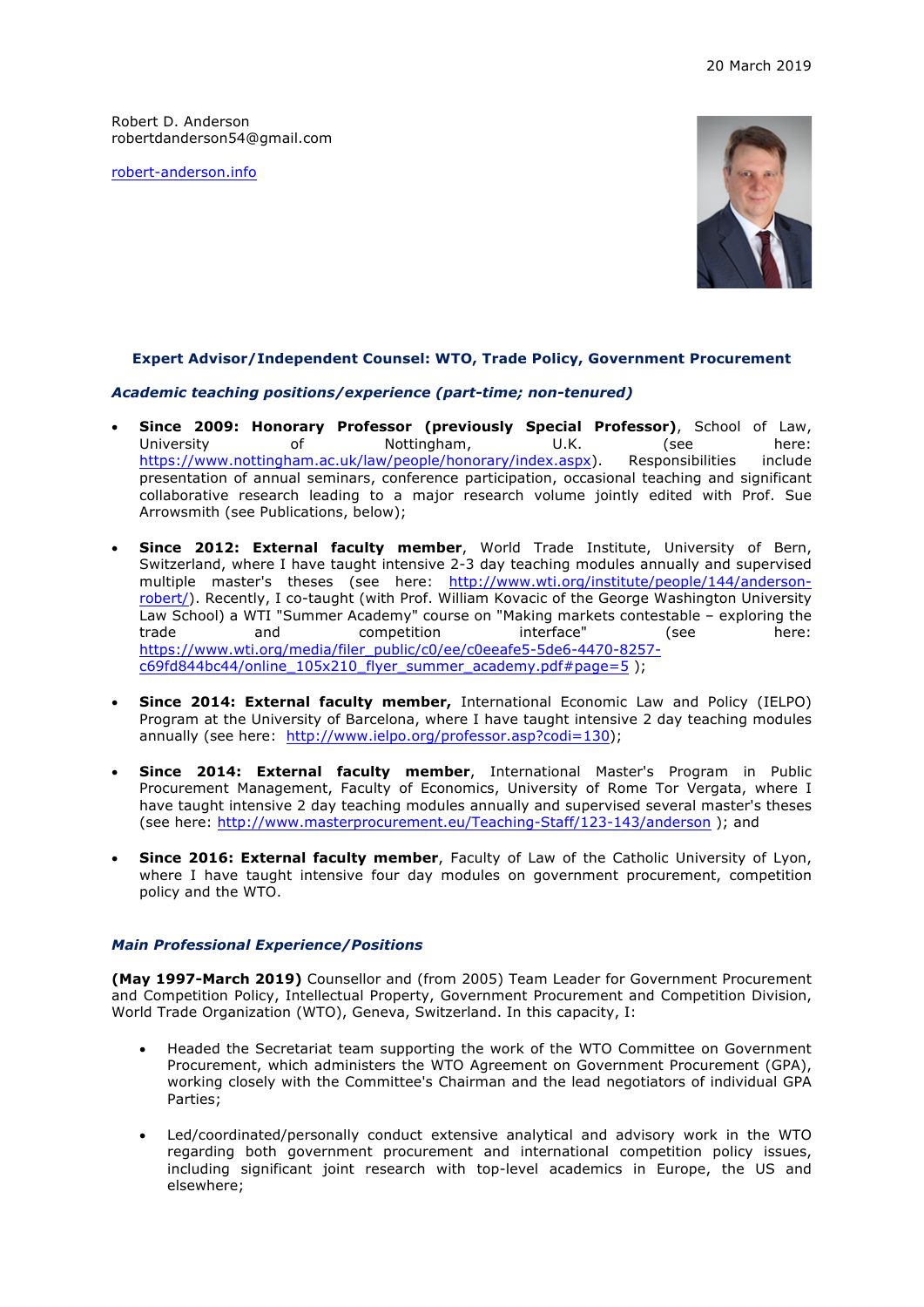20 March 2019

Robert D. Anderson
robertdanderson54@gmail.com

robert-anderson.info

**Expert Advisor/Independent Counsel: WTO, Trade Policy, Government Procurement**

***Academic teaching positions/experience (part-time; non-tenured)***

- **Since 2009: Honorary Professor (previously Special Professor)**, School of Law, University of Nottingham, U.K. (see here: https://www.nottingham.ac.uk/law/people/honorary/index.aspx). Responsibilities include presentation of annual seminars, conference participation, occasional teaching and significant collaborative research leading to a major research volume jointly edited with Prof. Sue Arrowsmith (see Publications, below);

- **Since 2012: External faculty member**, World Trade Institute, University of Bern, Switzerland, where I have taught intensive 2-3 day teaching modules annually and supervised multiple master's theses (see here: http://www.wti.org/institute/people/144/anderson-robert/). Recently, I co-taught (with Prof. William Kovacic of the George Washington University Law School) a WTI "Summer Academy" course on "Making markets contestable – exploring the trade and competition interface" (see here: https://www.wti.org/media/filer_public/c0/ee/c0eeafe5-5de6-4470-8257-c69fd844bc44/online_105x210_flyer_summer_academy.pdf#page=5 );

- **Since 2014: External faculty member,** International Economic Law and Policy (IELPO) Program at the University of Barcelona, where I have taught intensive 2 day teaching modules annually (see here: http://www.ielpo.org/professor.asp?codi=130);

- **Since 2014: External faculty member**, International Master's Program in Public Procurement Management, Faculty of Economics, University of Rome Tor Vergata, where I have taught intensive 2 day teaching modules annually and supervised several master's theses (see here: http://www.masterprocurement.eu/Teaching-Staff/123-143/anderson ); and

- **Since 2016: External faculty member**, Faculty of Law of the Catholic University of Lyon, where I have taught intensive four day modules on government procurement, competition policy and the WTO.

***Main Professional Experience/Positions***

**(May 1997-March 2019)** Counsellor and (from 2005) Team Leader for Government Procurement and Competition Policy, Intellectual Property, Government Procurement and Competition Division, World Trade Organization (WTO), Geneva, Switzerland. In this capacity, I:

- Headed the Secretariat team supporting the work of the WTO Committee on Government Procurement, which administers the WTO Agreement on Government Procurement (GPA), working closely with the Committee's Chairman and the lead negotiators of individual GPA Parties;

- Led/coordinated/personally conduct extensive analytical and advisory work in the WTO regarding both government procurement and international competition policy issues, including significant joint research with top-level academics in Europe, the US and elsewhere;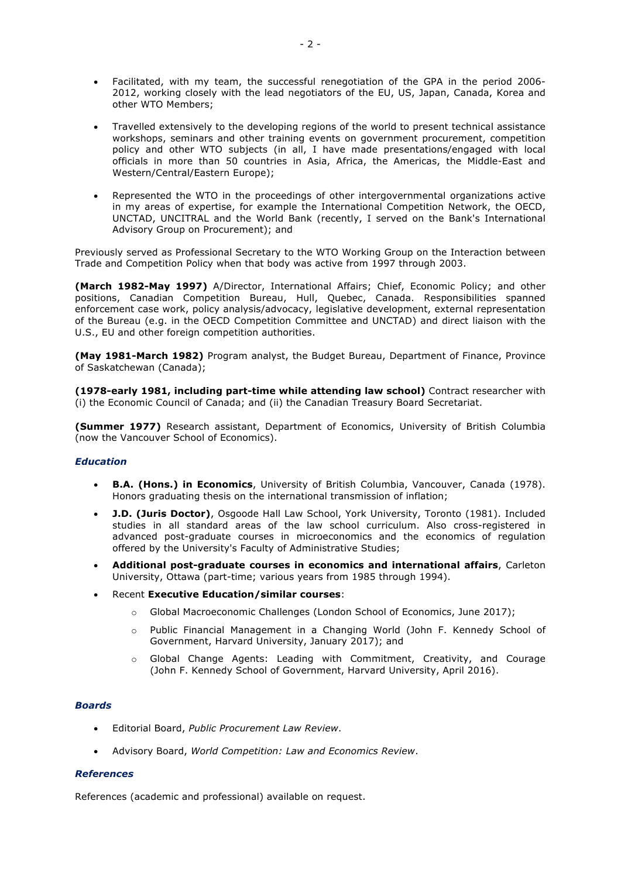- Facilitated, with my team, the successful renegotiation of the GPA in the period 2006-2012, working closely with the lead negotiators of the EU, US, Japan, Canada, Korea and other WTO Members;

- Travelled extensively to the developing regions of the world to present technical assistance workshops, seminars and other training events on government procurement, competition policy and other WTO subjects (in all, I have made presentations/engaged with local officials in more than 50 countries in Asia, Africa, the Americas, the Middle-East and Western/Central/Eastern Europe);

- Represented the WTO in the proceedings of other intergovernmental organizations active in my areas of expertise, for example the International Competition Network, the OECD, UNCTAD, UNCITRAL and the World Bank (recently, I served on the Bank's International Advisory Group on Procurement); and

Previously served as Professional Secretary to the WTO Working Group on the Interaction between Trade and Competition Policy when that body was active from 1997 through 2003.

**(March 1982-May 1997)** A/Director, International Affairs; Chief, Economic Policy; and other positions, Canadian Competition Bureau, Hull, Quebec, Canada. Responsibilities spanned enforcement case work, policy analysis/advocacy, legislative development, external representation of the Bureau (e.g. in the OECD Competition Committee and UNCTAD) and direct liaison with the U.S., EU and other foreign competition authorities.

**(May 1981-March 1982)** Program analyst, the Budget Bureau, Department of Finance, Province of Saskatchewan (Canada);

**(1978-early 1981, including part-time while attending law school)** Contract researcher with (i) the Economic Council of Canada; and (ii) the Canadian Treasury Board Secretariat.

**(Summer 1977)** Research assistant, Department of Economics, University of British Columbia (now the Vancouver School of Economics).

### *Education*

- **B.A. (Hons.) in Economics**, University of British Columbia, Vancouver, Canada (1978). Honors graduating thesis on the international transmission of inflation;

- **J.D. (Juris Doctor)**, Osgoode Hall Law School, York University, Toronto (1981). Included studies in all standard areas of the law school curriculum. Also cross-registered in advanced post-graduate courses in microeconomics and the economics of regulation offered by the University's Faculty of Administrative Studies;

- **Additional post-graduate courses in economics and international affairs**, Carleton University, Ottawa (part-time; various years from 1985 through 1994).

- Recent **Executive Education/similar courses**:

  - Global Macroeconomic Challenges (London School of Economics, June 2017);

  - Public Financial Management in a Changing World (John F. Kennedy School of Government, Harvard University, January 2017); and

  - Global Change Agents: Leading with Commitment, Creativity, and Courage (John F. Kennedy School of Government, Harvard University, April 2016).

### *Boards*

- Editorial Board, *Public Procurement Law Review*.

- Advisory Board, *World Competition: Law and Economics Review*.

### *References*

References (academic and professional) available on request.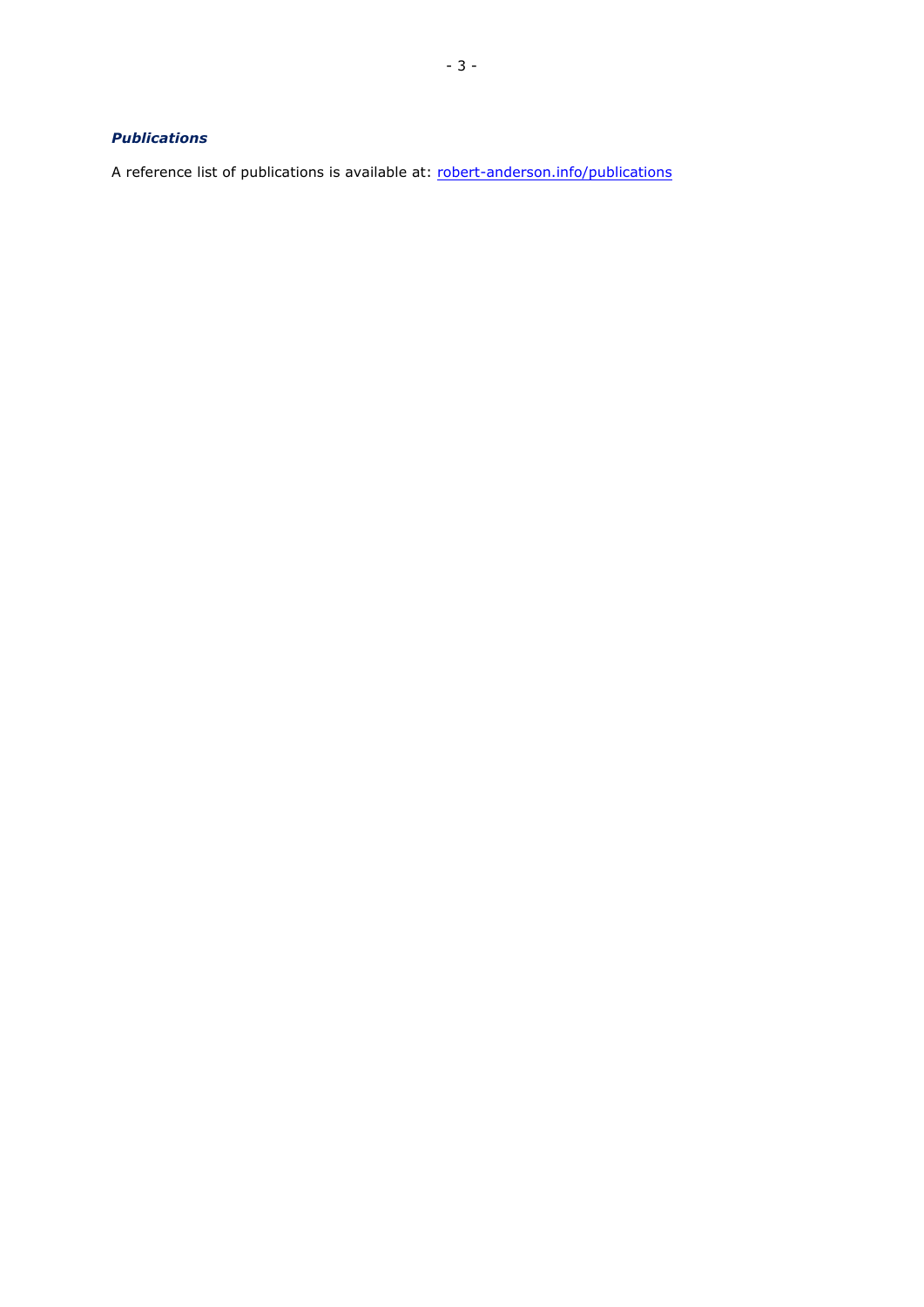***Publications***

A reference list of publications is available at: robert-anderson.info/publications